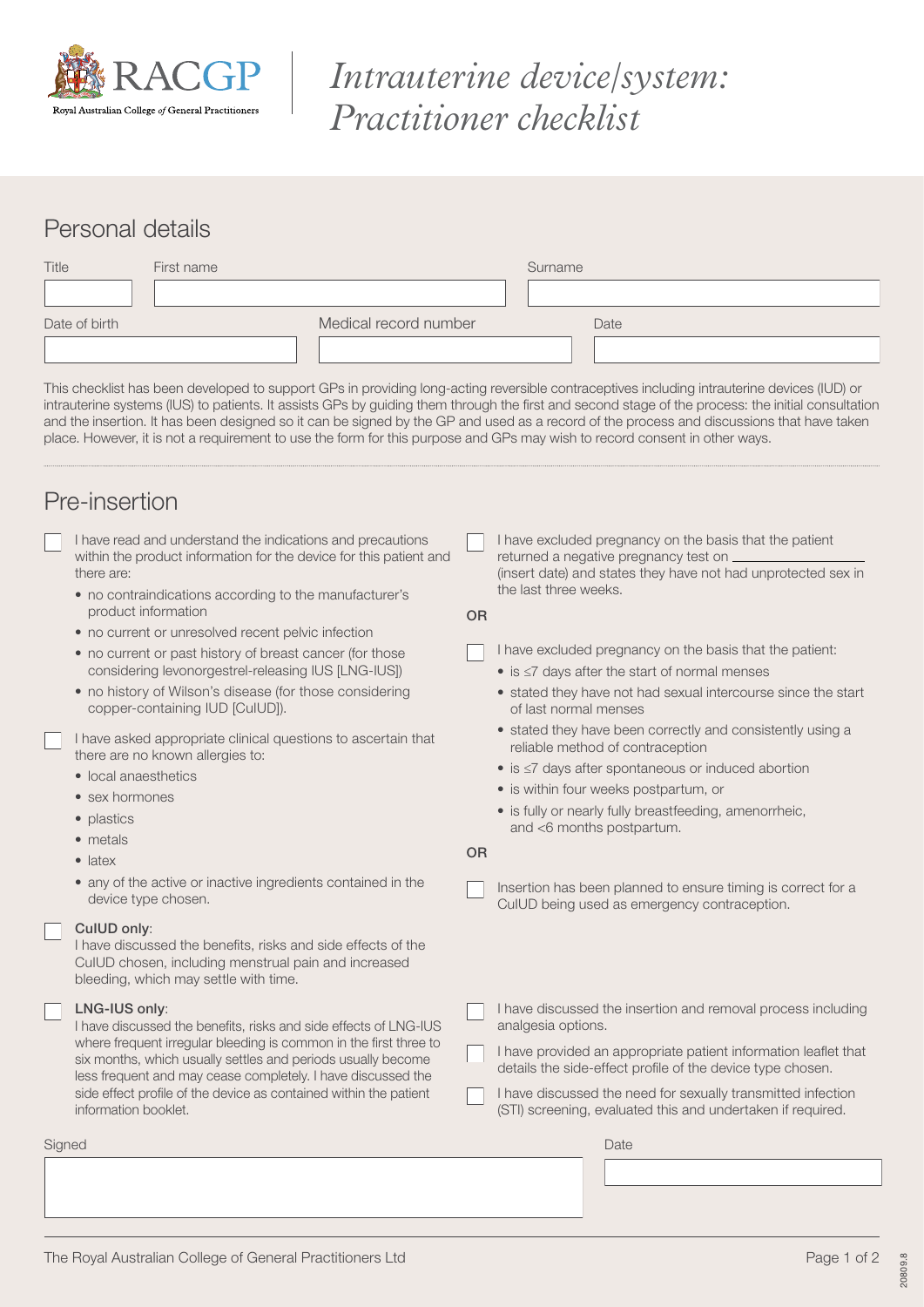# *Intrauterine device/system: Practitioner checklist*

Royal Australian College *of* General Practitioners

## Personal details

| Title | First name | Surname |
|---|---|---|
| | | |

| Date of birth | Medical record number | Date |
|---|---|---|
| | | |

This checklist has been developed to support GPs in providing long-acting reversible contraceptives including intrauterine devices (IUD) or intrauterine systems (IUS) to patients. It assists GPs by guiding them through the first and second stage of the process: the initial consultation and the insertion. It has been designed so it can be signed by the GP and used as a record of the process and discussions that have taken place. However, it is not a requirement to use the form for this purpose and GPs may wish to record consent in other ways.

## Pre-insertion

- ☐ I have read and understand the indications and precautions within the product information for the device for this patient and there are:
  - no contraindications according to the manufacturer's product information
  - no current or unresolved recent pelvic infection
  - no current or past history of breast cancer (for those considering levonorgestrel-releasing IUS [LNG-IUS])
  - no history of Wilson's disease (for those considering copper-containing IUD [CuIUD]).
- ☐ I have asked appropriate clinical questions to ascertain that there are no known allergies to:
  - local anaesthetics
  - sex hormones
  - plastics
  - metals
  - latex
  - any of the active or inactive ingredients contained in the device type chosen.
- ☐ **CuIUD only**:
  I have discussed the benefits, risks and side effects of the CuIUD chosen, including menstrual pain and increased bleeding, which may settle with time.
- ☐ **LNG-IUS only**:
  I have discussed the benefits, risks and side effects of LNG-IUS where frequent irregular bleeding is common in the first three to six months, which usually settles and periods usually become less frequent and may cease completely. I have discussed the side effect profile of the device as contained within the patient information booklet.

- ☐ I have excluded pregnancy on the basis that the patient returned a negative pregnancy test on ____________ (insert date) and states they have not had unprotected sex in the last three weeks.

**OR**

- ☐ I have excluded pregnancy on the basis that the patient:
  - is ≤7 days after the start of normal menses
  - stated they have not had sexual intercourse since the start of last normal menses
  - stated they have been correctly and consistently using a reliable method of contraception
  - is ≤7 days after spontaneous or induced abortion
  - is within four weeks postpartum, or
  - is fully or nearly fully breastfeeding, amenorrheic, and <6 months postpartum.

**OR**

- ☐ Insertion has been planned to ensure timing is correct for a CuIUD being used as emergency contraception.

- ☐ I have discussed the insertion and removal process including analgesia options.
- ☐ I have provided an appropriate patient information leaflet that details the side-effect profile of the device type chosen.
- ☐ I have discussed the need for sexually transmitted infection (STI) screening, evaluated this and undertaken if required.

| Signed | Date |
|---|---|
| | |

The Royal Australian College of General Practitioners Ltd

20809.8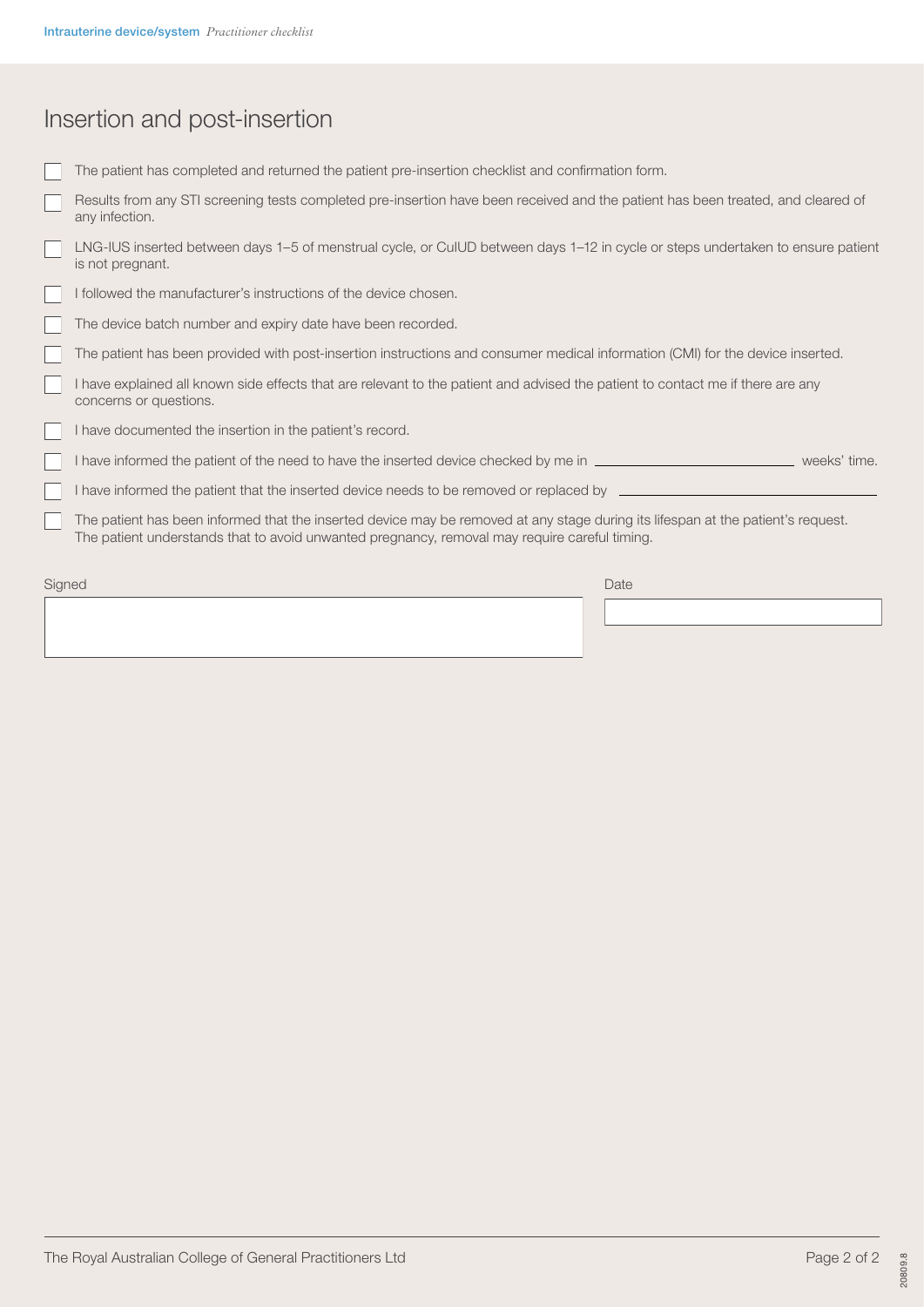## Insertion and post-insertion

- [ ] The patient has completed and returned the patient pre-insertion checklist and confirmation form.
- [ ] Results from any STI screening tests completed pre-insertion have been received and the patient has been treated, and cleared of any infection.
- [ ] LNG-IUS inserted between days 1–5 of menstrual cycle, or CuIUD between days 1–12 in cycle or steps undertaken to ensure patient is not pregnant.
- [ ] I followed the manufacturer's instructions of the device chosen.
- [ ] The device batch number and expiry date have been recorded.
- [ ] The patient has been provided with post-insertion instructions and consumer medical information (CMI) for the device inserted.
- [ ] I have explained all known side effects that are relevant to the patient and advised the patient to contact me if there are any concerns or questions.
- [ ] I have documented the insertion in the patient's record.
- [ ] I have informed the patient of the need to have the inserted device checked by me in ____________________ weeks' time.
- [ ] I have informed the patient that the inserted device needs to be removed or replaced by ____________________
- [ ] The patient has been informed that the inserted device may be removed at any stage during its lifespan at the patient's request. The patient understands that to avoid unwanted pregnancy, removal may require careful timing.

Signed ____________________

Date ____________________

The Royal Australian College of General Practitioners Ltd

20809.8